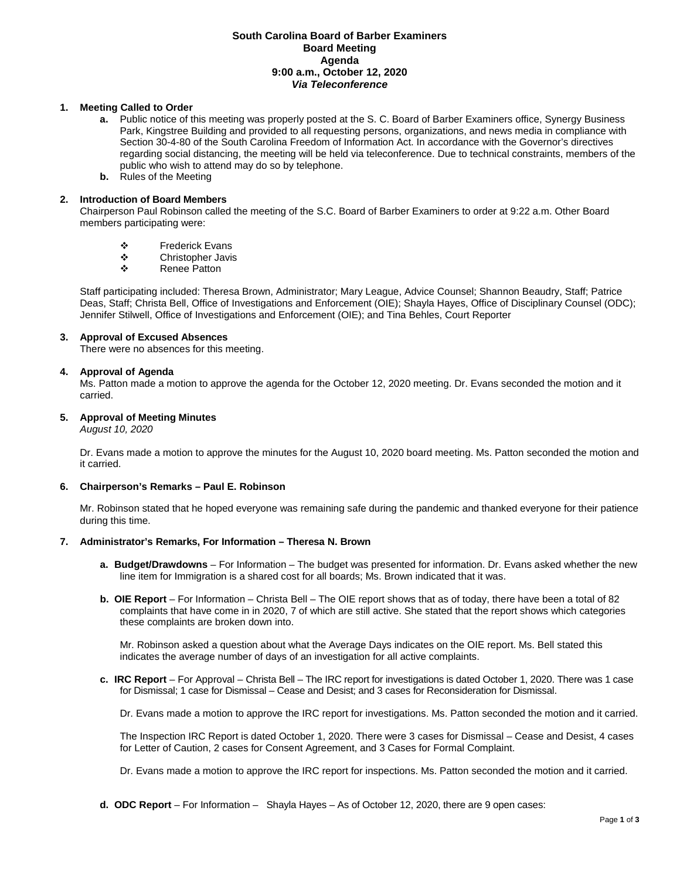# South Carolina Board of Barber Examiners
## Board Meeting
## Agenda
## 9:00 a.m., October 12, 2020
## *Via Teleconference*

**1. Meeting Called to Order**

- **a.** Public notice of this meeting was properly posted at the S. C. Board of Barber Examiners office, Synergy Business Park, Kingstree Building and provided to all requesting persons, organizations, and news media in compliance with Section 30-4-80 of the South Carolina Freedom of Information Act. In accordance with the Governor's directives regarding social distancing, the meeting will be held via teleconference. Due to technical constraints, members of the public who wish to attend may do so by telephone.
- **b.** Rules of the Meeting

**2. Introduction of Board Members**

Chairperson Paul Robinson called the meeting of the S.C. Board of Barber Examiners to order at 9:22 a.m. Other Board members participating were:

- Frederick Evans
- Christopher Javis
- Renee Patton

Staff participating included: Theresa Brown, Administrator; Mary League, Advice Counsel; Shannon Beaudry, Staff; Patrice Deas, Staff; Christa Bell, Office of Investigations and Enforcement (OIE); Shayla Hayes, Office of Disciplinary Counsel (ODC); Jennifer Stilwell, Office of Investigations and Enforcement (OIE); and Tina Behles, Court Reporter

**3. Approval of Excused Absences**

There were no absences for this meeting.

**4. Approval of Agenda**

Ms. Patton made a motion to approve the agenda for the October 12, 2020 meeting. Dr. Evans seconded the motion and it carried.

**5. Approval of Meeting Minutes**

*August 10, 2020*

Dr. Evans made a motion to approve the minutes for the August 10, 2020 board meeting. Ms. Patton seconded the motion and it carried.

**6. Chairperson's Remarks – Paul E. Robinson**

Mr. Robinson stated that he hoped everyone was remaining safe during the pandemic and thanked everyone for their patience during this time.

**7. Administrator's Remarks, For Information – Theresa N. Brown**

- **a. Budget/Drawdowns** – For Information – The budget was presented for information. Dr. Evans asked whether the new line item for Immigration is a shared cost for all boards; Ms. Brown indicated that it was.

- **b. OIE Report** – For Information – Christa Bell – The OIE report shows that as of today, there have been a total of 82 complaints that have come in in 2020, 7 of which are still active. She stated that the report shows which categories these complaints are broken down into.

  Mr. Robinson asked a question about what the Average Days indicates on the OIE report. Ms. Bell stated this indicates the average number of days of an investigation for all active complaints.

- **c. IRC Report** – For Approval – Christa Bell – The IRC report for investigations is dated October 1, 2020. There was 1 case for Dismissal; 1 case for Dismissal – Cease and Desist; and 3 cases for Reconsideration for Dismissal.

  Dr. Evans made a motion to approve the IRC report for investigations. Ms. Patton seconded the motion and it carried.

  The Inspection IRC Report is dated October 1, 2020. There were 3 cases for Dismissal – Cease and Desist, 4 cases for Letter of Caution, 2 cases for Consent Agreement, and 3 Cases for Formal Complaint.

  Dr. Evans made a motion to approve the IRC report for inspections. Ms. Patton seconded the motion and it carried.

- **d. ODC Report** – For Information – Shayla Hayes – As of October 12, 2020, there are 9 open cases: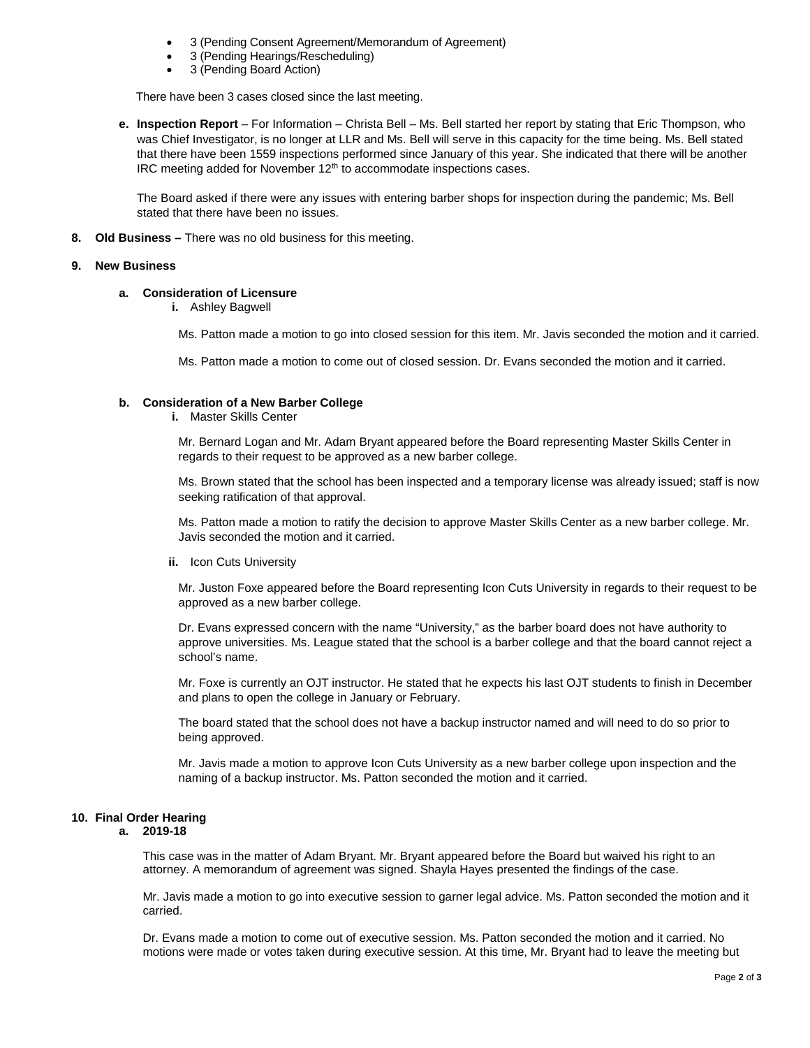- 3 (Pending Consent Agreement/Memorandum of Agreement)
- 3 (Pending Hearings/Rescheduling)
- 3 (Pending Board Action)

There have been 3 cases closed since the last meeting.

**e. Inspection Report** – For Information – Christa Bell – Ms. Bell started her report by stating that Eric Thompson, who was Chief Investigator, is no longer at LLR and Ms. Bell will serve in this capacity for the time being. Ms. Bell stated that there have been 1559 inspections performed since January of this year. She indicated that there will be another IRC meeting added for November 12th to accommodate inspections cases.

The Board asked if there were any issues with entering barber shops for inspection during the pandemic; Ms. Bell stated that there have been no issues.

**8. Old Business –** There was no old business for this meeting.

**9. New Business**

**a. Consideration of Licensure**

**i.** Ashley Bagwell

Ms. Patton made a motion to go into closed session for this item. Mr. Javis seconded the motion and it carried.

Ms. Patton made a motion to come out of closed session. Dr. Evans seconded the motion and it carried.

**b. Consideration of a New Barber College**

**i.** Master Skills Center

Mr. Bernard Logan and Mr. Adam Bryant appeared before the Board representing Master Skills Center in regards to their request to be approved as a new barber college.

Ms. Brown stated that the school has been inspected and a temporary license was already issued; staff is now seeking ratification of that approval.

Ms. Patton made a motion to ratify the decision to approve Master Skills Center as a new barber college. Mr. Javis seconded the motion and it carried.

**ii.** Icon Cuts University

Mr. Juston Foxe appeared before the Board representing Icon Cuts University in regards to their request to be approved as a new barber college.

Dr. Evans expressed concern with the name "University," as the barber board does not have authority to approve universities. Ms. League stated that the school is a barber college and that the board cannot reject a school's name.

Mr. Foxe is currently an OJT instructor. He stated that he expects his last OJT students to finish in December and plans to open the college in January or February.

The board stated that the school does not have a backup instructor named and will need to do so prior to being approved.

Mr. Javis made a motion to approve Icon Cuts University as a new barber college upon inspection and the naming of a backup instructor. Ms. Patton seconded the motion and it carried.

**10. Final Order Hearing**

**a. 2019-18**

This case was in the matter of Adam Bryant. Mr. Bryant appeared before the Board but waived his right to an attorney. A memorandum of agreement was signed. Shayla Hayes presented the findings of the case.

Mr. Javis made a motion to go into executive session to garner legal advice. Ms. Patton seconded the motion and it carried.

Dr. Evans made a motion to come out of executive session. Ms. Patton seconded the motion and it carried. No motions were made or votes taken during executive session. At this time, Mr. Bryant had to leave the meeting but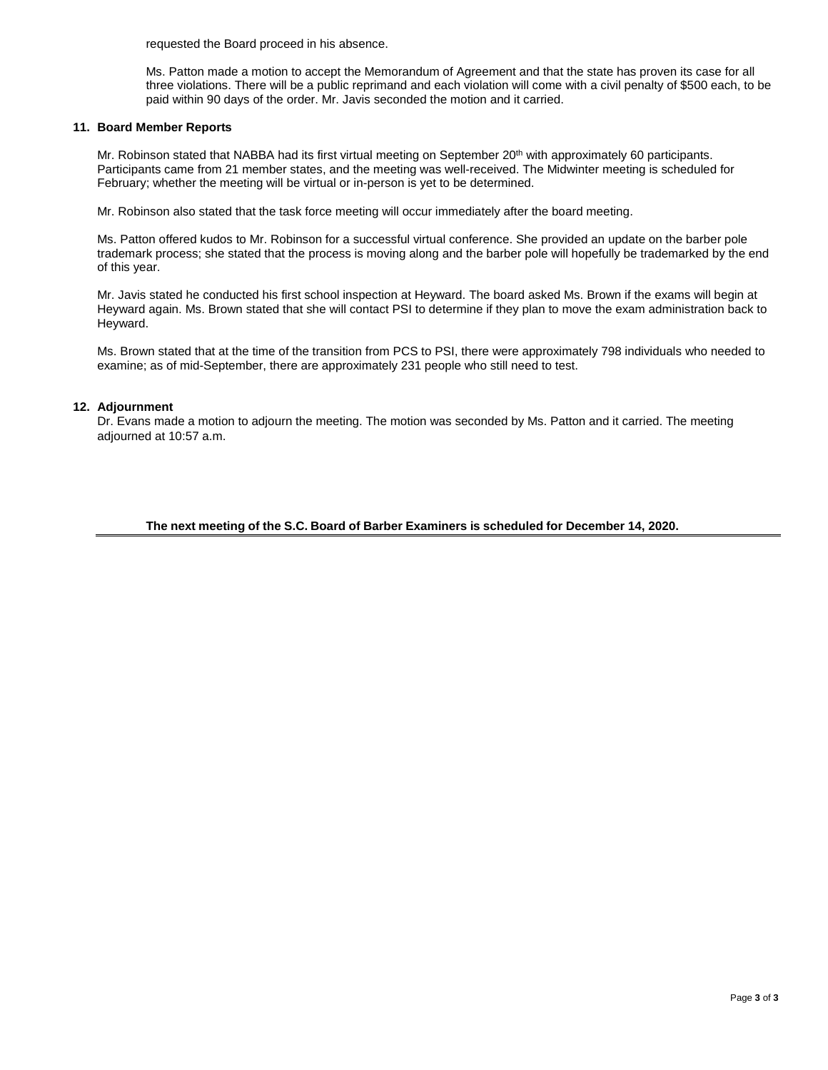requested the Board proceed in his absence.

Ms. Patton made a motion to accept the Memorandum of Agreement and that the state has proven its case for all three violations. There will be a public reprimand and each violation will come with a civil penalty of $500 each, to be paid within 90 days of the order. Mr. Javis seconded the motion and it carried.

**11. Board Member Reports**

Mr. Robinson stated that NABBA had its first virtual meeting on September 20th with approximately 60 participants. Participants came from 21 member states, and the meeting was well-received. The Midwinter meeting is scheduled for February; whether the meeting will be virtual or in-person is yet to be determined.

Mr. Robinson also stated that the task force meeting will occur immediately after the board meeting.

Ms. Patton offered kudos to Mr. Robinson for a successful virtual conference. She provided an update on the barber pole trademark process; she stated that the process is moving along and the barber pole will hopefully be trademarked by the end of this year.

Mr. Javis stated he conducted his first school inspection at Heyward. The board asked Ms. Brown if the exams will begin at Heyward again. Ms. Brown stated that she will contact PSI to determine if they plan to move the exam administration back to Heyward.

Ms. Brown stated that at the time of the transition from PCS to PSI, there were approximately 798 individuals who needed to examine; as of mid-September, there are approximately 231 people who still need to test.

**12. Adjournment**

Dr. Evans made a motion to adjourn the meeting. The motion was seconded by Ms. Patton and it carried. The meeting adjourned at 10:57 a.m.

**The next meeting of the S.C. Board of Barber Examiners is scheduled for December 14, 2020.**